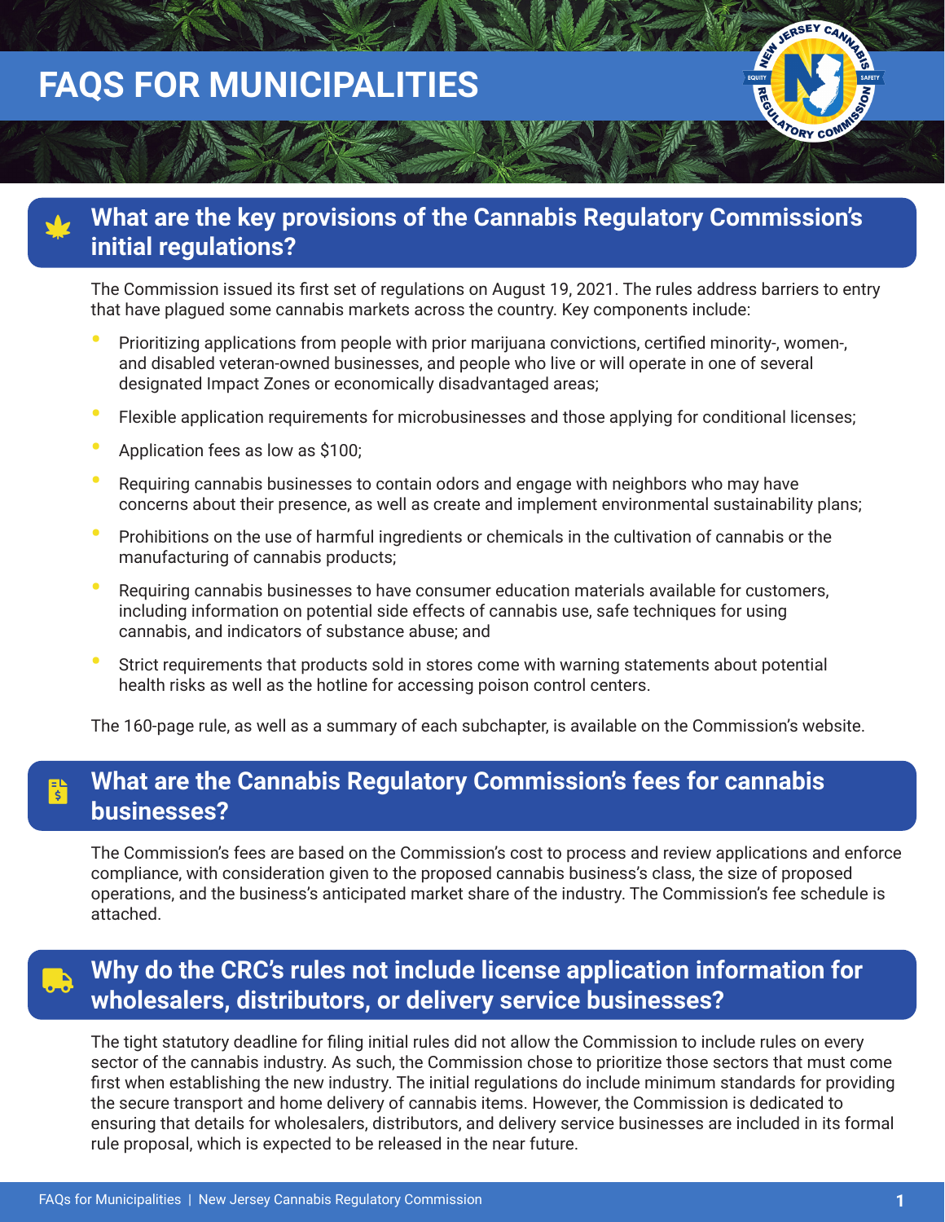# FAQS FOR MUNICIPALITIES

## What are the key provisions of the Cannabis Regulatory Commission's initial regulations?

The Commission issued its first set of regulations on August 19, 2021. The rules address barriers to entry that have plagued some cannabis markets across the country. Key components include:

- Prioritizing applications from people with prior marijuana convictions, certified minority-, women-, and disabled veteran-owned businesses, and people who live or will operate in one of several designated Impact Zones or economically disadvantaged areas;
- Flexible application requirements for microbusinesses and those applying for conditional licenses;
- Application fees as low as $100;
- Requiring cannabis businesses to contain odors and engage with neighbors who may have concerns about their presence, as well as create and implement environmental sustainability plans;
- Prohibitions on the use of harmful ingredients or chemicals in the cultivation of cannabis or the manufacturing of cannabis products;
- Requiring cannabis businesses to have consumer education materials available for customers, including information on potential side effects of cannabis use, safe techniques for using cannabis, and indicators of substance abuse; and
- Strict requirements that products sold in stores come with warning statements about potential health risks as well as the hotline for accessing poison control centers.

The 160-page rule, as well as a summary of each subchapter, is available on the Commission's website.

## What are the Cannabis Regulatory Commission's fees for cannabis businesses?

The Commission's fees are based on the Commission's cost to process and review applications and enforce compliance, with consideration given to the proposed cannabis business's class, the size of proposed operations, and the business's anticipated market share of the industry. The Commission's fee schedule is attached.

## Why do the CRC's rules not include license application information for wholesalers, distributors, or delivery service businesses?

The tight statutory deadline for filing initial rules did not allow the Commission to include rules on every sector of the cannabis industry. As such, the Commission chose to prioritize those sectors that must come first when establishing the new industry. The initial regulations do include minimum standards for providing the secure transport and home delivery of cannabis items. However, the Commission is dedicated to ensuring that details for wholesalers, distributors, and delivery service businesses are included in its formal rule proposal, which is expected to be released in the near future.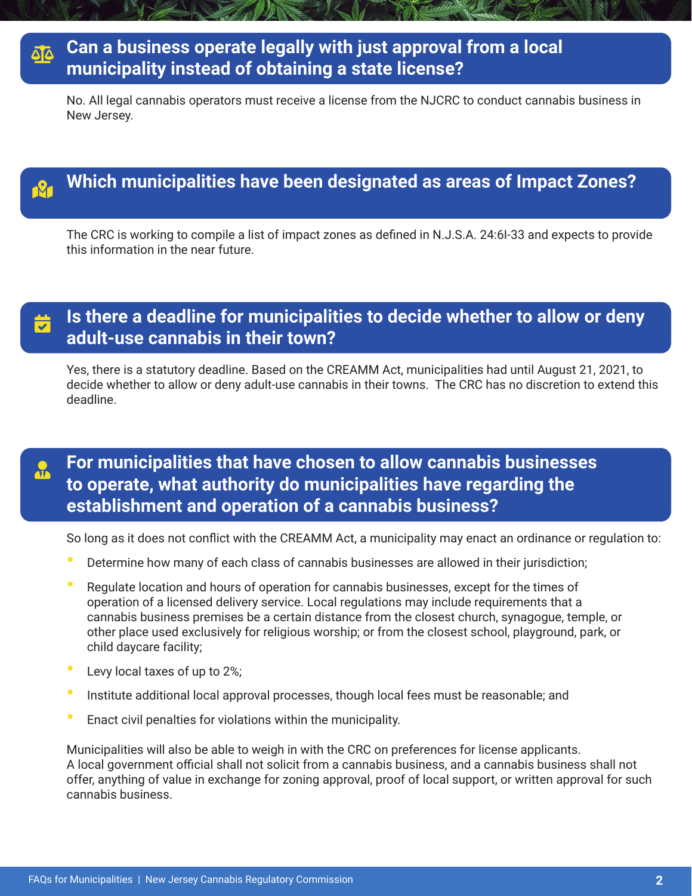## Can a business operate legally with just approval from a local municipality instead of obtaining a state license?

No. All legal cannabis operators must receive a license from the NJCRC to conduct cannabis business in New Jersey.

## Which municipalities have been designated as areas of Impact Zones?

The CRC is working to compile a list of impact zones as defined in N.J.S.A. 24:6I-33 and expects to provide this information in the near future.

## Is there a deadline for municipalities to decide whether to allow or deny adult-use cannabis in their town?

Yes, there is a statutory deadline. Based on the CREAMM Act, municipalities had until August 21, 2021, to decide whether to allow or deny adult-use cannabis in their towns. The CRC has no discretion to extend this deadline.

## For municipalities that have chosen to allow cannabis businesses to operate, what authority do municipalities have regarding the establishment and operation of a cannabis business?

So long as it does not conflict with the CREAMM Act, a municipality may enact an ordinance or regulation to:

- Determine how many of each class of cannabis businesses are allowed in their jurisdiction;
- Regulate location and hours of operation for cannabis businesses, except for the times of operation of a licensed delivery service. Local regulations may include requirements that a cannabis business premises be a certain distance from the closest church, synagogue, temple, or other place used exclusively for religious worship; or from the closest school, playground, park, or child daycare facility;
- Levy local taxes of up to 2%;
- Institute additional local approval processes, though local fees must be reasonable; and
- Enact civil penalties for violations within the municipality.

Municipalities will also be able to weigh in with the CRC on preferences for license applicants.
A local government official shall not solicit from a cannabis business, and a cannabis business shall not offer, anything of value in exchange for zoning approval, proof of local support, or written approval for such cannabis business.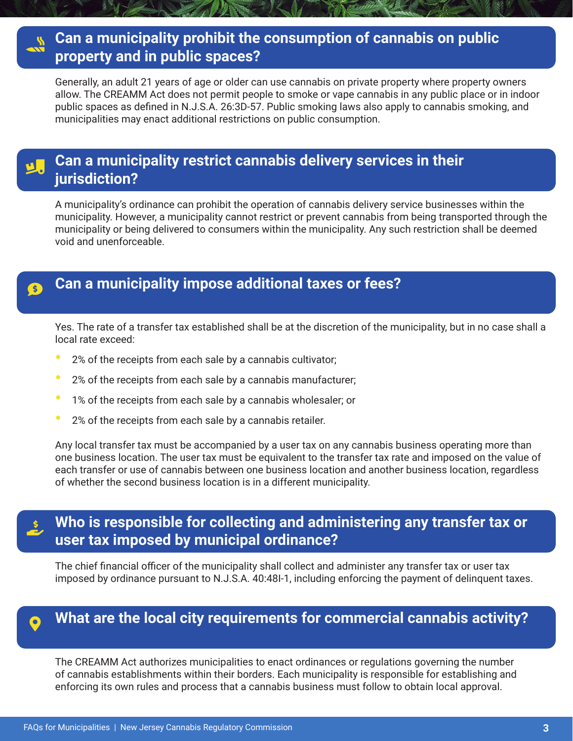## Can a municipality prohibit the consumption of cannabis on public property and in public spaces?

Generally, an adult 21 years of age or older can use cannabis on private property where property owners allow. The CREAMM Act does not permit people to smoke or vape cannabis in any public place or in indoor public spaces as defined in N.J.S.A. 26:3D-57. Public smoking laws also apply to cannabis smoking, and municipalities may enact additional restrictions on public consumption.

## Can a municipality restrict cannabis delivery services in their jurisdiction?

A municipality's ordinance can prohibit the operation of cannabis delivery service businesses within the municipality. However, a municipality cannot restrict or prevent cannabis from being transported through the municipality or being delivered to consumers within the municipality. Any such restriction shall be deemed void and unenforceable.

## Can a municipality impose additional taxes or fees?

Yes. The rate of a transfer tax established shall be at the discretion of the municipality, but in no case shall a local rate exceed:

- 2% of the receipts from each sale by a cannabis cultivator;
- 2% of the receipts from each sale by a cannabis manufacturer;
- 1% of the receipts from each sale by a cannabis wholesaler; or
- 2% of the receipts from each sale by a cannabis retailer.

Any local transfer tax must be accompanied by a user tax on any cannabis business operating more than one business location. The user tax must be equivalent to the transfer tax rate and imposed on the value of each transfer or use of cannabis between one business location and another business location, regardless of whether the second business location is in a different municipality.

## Who is responsible for collecting and administering any transfer tax or user tax imposed by municipal ordinance?

The chief financial officer of the municipality shall collect and administer any transfer tax or user tax imposed by ordinance pursuant to N.J.S.A. 40:48I-1, including enforcing the payment of delinquent taxes.

## What are the local city requirements for commercial cannabis activity?

The CREAMM Act authorizes municipalities to enact ordinances or regulations governing the number of cannabis establishments within their borders. Each municipality is responsible for establishing and enforcing its own rules and process that a cannabis business must follow to obtain local approval.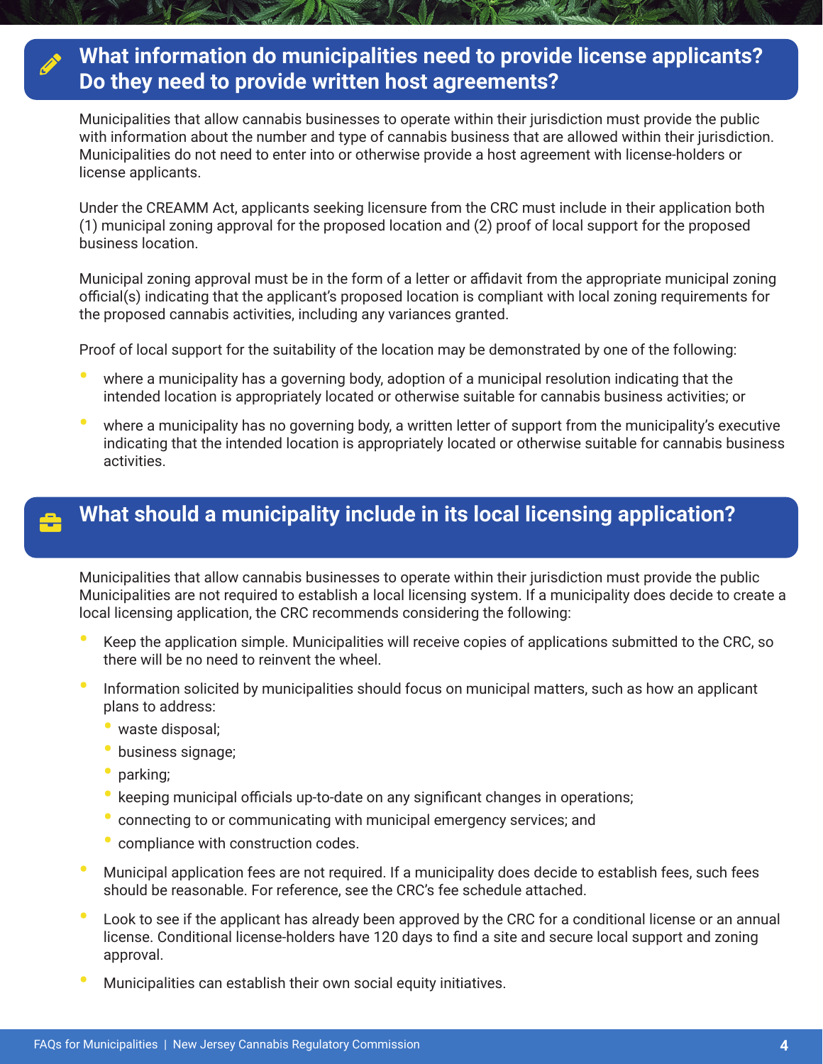## What information do municipalities need to provide license applicants? Do they need to provide written host agreements?

Municipalities that allow cannabis businesses to operate within their jurisdiction must provide the public with information about the number and type of cannabis business that are allowed within their jurisdiction. Municipalities do not need to enter into or otherwise provide a host agreement with license-holders or license applicants.

Under the CREAMM Act, applicants seeking licensure from the CRC must include in their application both (1) municipal zoning approval for the proposed location and (2) proof of local support for the proposed business location.

Municipal zoning approval must be in the form of a letter or affidavit from the appropriate municipal zoning official(s) indicating that the applicant's proposed location is compliant with local zoning requirements for the proposed cannabis activities, including any variances granted.

Proof of local support for the suitability of the location may be demonstrated by one of the following:

- where a municipality has a governing body, adoption of a municipal resolution indicating that the intended location is appropriately located or otherwise suitable for cannabis business activities; or
- where a municipality has no governing body, a written letter of support from the municipality's executive indicating that the intended location is appropriately located or otherwise suitable for cannabis business activities.

## What should a municipality include in its local licensing application?

Municipalities that allow cannabis businesses to operate within their jurisdiction must provide the public Municipalities are not required to establish a local licensing system. If a municipality does decide to create a local licensing application, the CRC recommends considering the following:

- Keep the application simple. Municipalities will receive copies of applications submitted to the CRC, so there will be no need to reinvent the wheel.
- Information solicited by municipalities should focus on municipal matters, such as how an applicant plans to address:
  - waste disposal;
  - business signage;
  - parking;
  - keeping municipal officials up-to-date on any significant changes in operations;
  - connecting to or communicating with municipal emergency services; and
  - compliance with construction codes.
- Municipal application fees are not required. If a municipality does decide to establish fees, such fees should be reasonable. For reference, see the CRC's fee schedule attached.
- Look to see if the applicant has already been approved by the CRC for a conditional license or an annual license. Conditional license-holders have 120 days to find a site and secure local support and zoning approval.
- Municipalities can establish their own social equity initiatives.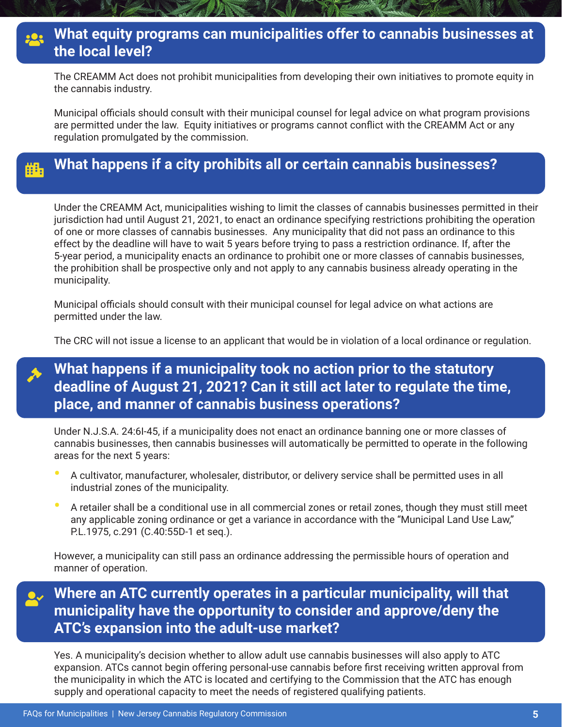## What equity programs can municipalities offer to cannabis businesses at the local level?

The CREAMM Act does not prohibit municipalities from developing their own initiatives to promote equity in the cannabis industry.

Municipal officials should consult with their municipal counsel for legal advice on what program provisions are permitted under the law. Equity initiatives or programs cannot conflict with the CREAMM Act or any regulation promulgated by the commission.

## What happens if a city prohibits all or certain cannabis businesses?

Under the CREAMM Act, municipalities wishing to limit the classes of cannabis businesses permitted in their jurisdiction had until August 21, 2021, to enact an ordinance specifying restrictions prohibiting the operation of one or more classes of cannabis businesses. Any municipality that did not pass an ordinance to this effect by the deadline will have to wait 5 years before trying to pass a restriction ordinance. If, after the 5-year period, a municipality enacts an ordinance to prohibit one or more classes of cannabis businesses, the prohibition shall be prospective only and not apply to any cannabis business already operating in the municipality.

Municipal officials should consult with their municipal counsel for legal advice on what actions are permitted under the law.

The CRC will not issue a license to an applicant that would be in violation of a local ordinance or regulation.

## What happens if a municipality took no action prior to the statutory deadline of August 21, 2021? Can it still act later to regulate the time, place, and manner of cannabis business operations?

Under N.J.S.A. 24:6I-45, if a municipality does not enact an ordinance banning one or more classes of cannabis businesses, then cannabis businesses will automatically be permitted to operate in the following areas for the next 5 years:

- A cultivator, manufacturer, wholesaler, distributor, or delivery service shall be permitted uses in all industrial zones of the municipality.
- A retailer shall be a conditional use in all commercial zones or retail zones, though they must still meet any applicable zoning ordinance or get a variance in accordance with the "Municipal Land Use Law," P.L.1975, c.291 (C.40:55D-1 et seq.).

However, a municipality can still pass an ordinance addressing the permissible hours of operation and manner of operation.

## Where an ATC currently operates in a particular municipality, will that municipality have the opportunity to consider and approve/deny the ATC's expansion into the adult-use market?

Yes. A municipality's decision whether to allow adult use cannabis businesses will also apply to ATC expansion. ATCs cannot begin offering personal-use cannabis before first receiving written approval from the municipality in which the ATC is located and certifying to the Commission that the ATC has enough supply and operational capacity to meet the needs of registered qualifying patients.